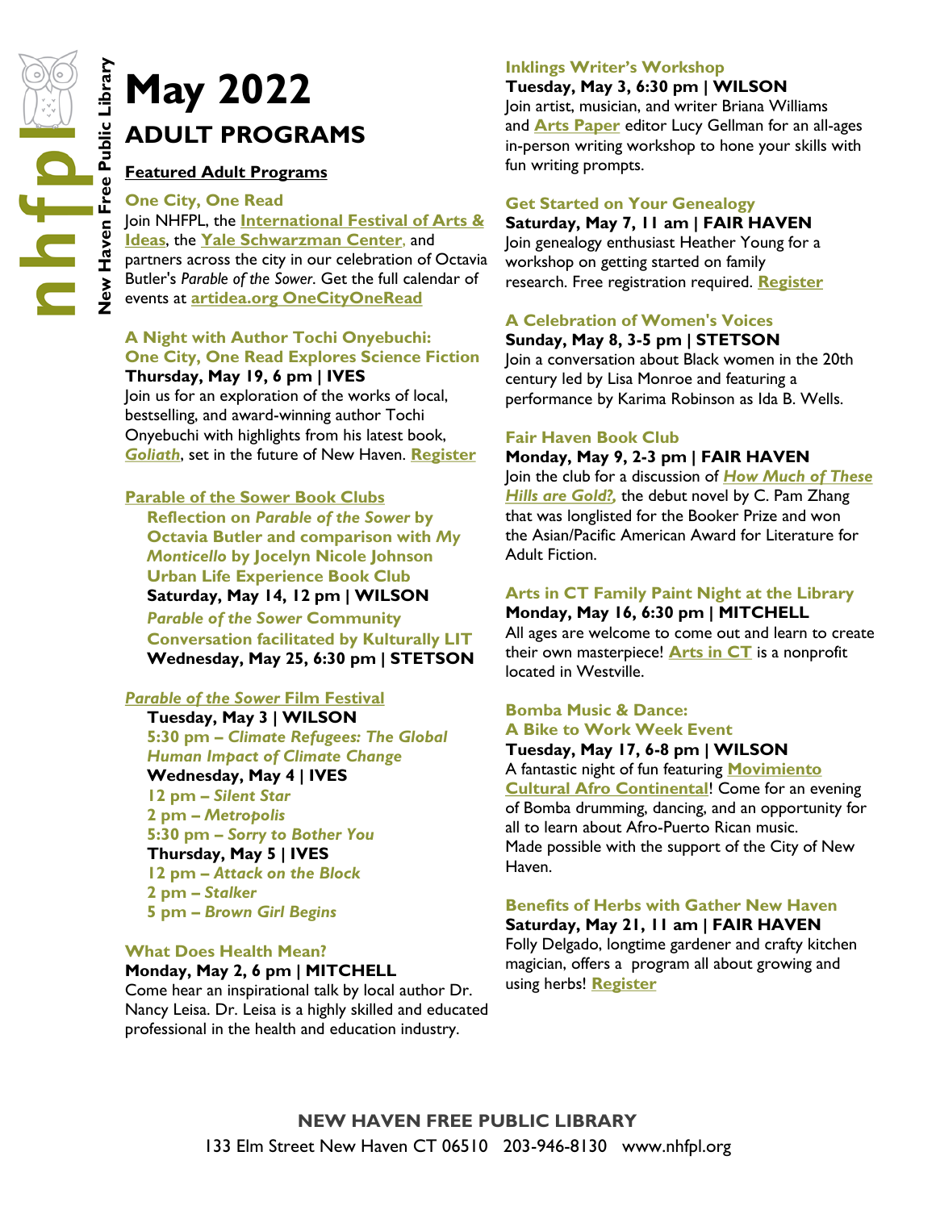nhfpl New Haven Free Public Library

# May 2022

## ADULT PROGRAMS

**Featured Adult Programs**

### One City, One Read

Join NHFPL, the **International Festival of Arts & Ideas**, the **Yale Schwarzman Center**, and partners across the city in our celebration of Octavia Butler's *Parable of the Sower*. Get the full calendar of events at **artidea.org OneCityOneRead**

### A Night with Author Tochi Onyebuchi: One City, One Read Explores Science Fiction

**Thursday, May 19, 6 pm | IVES**

Join us for an exploration of the works of local, bestselling, and award-winning author Tochi Onyebuchi with highlights from his latest book, ***Goliath***, set in the future of New Haven. **Register**

### Parable of the Sower Book Clubs

**Reflection on *Parable of the Sower* by Octavia Butler and comparison with *My Monticello* by Jocelyn Nicole Johnson**

**Urban Life Experience Book Club**

**Saturday, May 14, 12 pm | WILSON**

***Parable of the Sower* Community Conversation facilitated by Kulturally LIT**

**Wednesday, May 25, 6:30 pm | STETSON**

### *Parable of the Sower* Film Festival

**Tuesday, May 3 | WILSON**

**5:30 pm – *Climate Refugees: The Global Human Impact of Climate Change***

**Wednesday, May 4 | IVES**

**12 pm – *Silent Star***

**2 pm – *Metropolis***

**5:30 pm – *Sorry to Bother You***

**Thursday, May 5 | IVES**

**12 pm – *Attack on the Block***

**2 pm – *Stalker***

**5 pm – *Brown Girl Begins***

### What Does Health Mean?

**Monday, May 2, 6 pm | MITCHELL**

Come hear an inspirational talk by local author Dr. Nancy Leisa. Dr. Leisa is a highly skilled and educated professional in the health and education industry.

### Inklings Writer's Workshop

**Tuesday, May 3, 6:30 pm | WILSON**

Join artist, musician, and writer Briana Williams and **Arts Paper** editor Lucy Gellman for an all-ages in-person writing workshop to hone your skills with fun writing prompts.

### Get Started on Your Genealogy

**Saturday, May 7, 11 am | FAIR HAVEN**

Join genealogy enthusiast Heather Young for a workshop on getting started on family research. Free registration required. **Register**

### A Celebration of Women's Voices

**Sunday, May 8, 3-5 pm | STETSON**

Join a conversation about Black women in the 20th century led by Lisa Monroe and featuring a performance by Karima Robinson as Ida B. Wells.

### Fair Haven Book Club

**Monday, May 9, 2-3 pm | FAIR HAVEN**

Join the club for a discussion of ***How Much of These Hills are Gold?***, the debut novel by C. Pam Zhang that was longlisted for the Booker Prize and won the Asian/Pacific American Award for Literature for Adult Fiction.

### Arts in CT Family Paint Night at the Library

**Monday, May 16, 6:30 pm | MITCHELL**

All ages are welcome to come out and learn to create their own masterpiece! **Arts in CT** is a nonprofit located in Westville.

### Bomba Music & Dance: A Bike to Work Week Event

**Tuesday, May 17, 6-8 pm | WILSON**

A fantastic night of fun featuring **Movimiento Cultural Afro Continental**! Come for an evening of Bomba drumming, dancing, and an opportunity for all to learn about Afro-Puerto Rican music.
Made possible with the support of the City of New Haven.

### Benefits of Herbs with Gather New Haven

**Saturday, May 21, 11 am | FAIR HAVEN**

Folly Delgado, longtime gardener and crafty kitchen magician, offers a program all about growing and using herbs! **Register**

**NEW HAVEN FREE PUBLIC LIBRARY**

133 Elm Street New Haven CT 06510 203-946-8130 www.nhfpl.org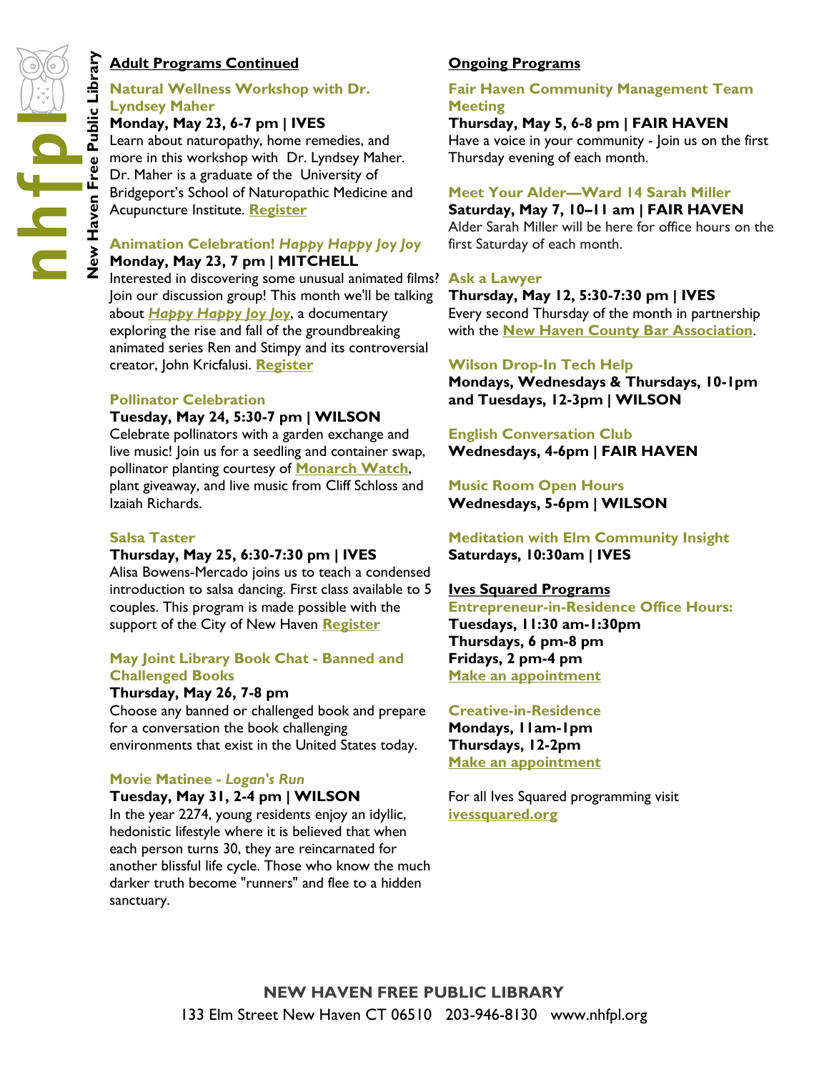## Adult Programs Continued

### Natural Wellness Workshop with Dr. Lyndsey Maher

**Monday, May 23, 6-7 pm | IVES**

Learn about naturopathy, home remedies, and more in this workshop with Dr. Lyndsey Maher. Dr. Maher is a graduate of the University of Bridgeport's School of Naturopathic Medicine and Acupuncture Institute. **Register**

### Animation Celebration! *Happy Happy Joy Joy*

**Monday, May 23, 7 pm | MITCHELL**

Interested in discovering some unusual animated films? Join our discussion group! This month we'll be talking about ***Happy Happy Joy Joy***, a documentary exploring the rise and fall of the groundbreaking animated series Ren and Stimpy and its controversial creator, John Kricfalusi. **Register**

### Pollinator Celebration

**Tuesday, May 24, 5:30-7 pm | WILSON**

Celebrate pollinators with a garden exchange and live music! Join us for a seedling and container swap, pollinator planting courtesy of **Monarch Watch**, plant giveaway, and live music from Cliff Schloss and Izaiah Richards.

### Salsa Taster

**Thursday, May 25, 6:30-7:30 pm | IVES**

Alisa Bowens-Mercado joins us to teach a condensed introduction to salsa dancing. First class available to 5 couples. This program is made possible with the support of the City of New Haven **Register**

### May Joint Library Book Chat - Banned and Challenged Books

**Thursday, May 26, 7-8 pm**

Choose any banned or challenged book and prepare for a conversation the book challenging environments that exist in the United States today.

### Movie Matinee - *Logan's Run*

**Tuesday, May 31, 2-4 pm | WILSON**

In the year 2274, young residents enjoy an idyllic, hedonistic lifestyle where it is believed that when each person turns 30, they are reincarnated for another blissful life cycle. Those who know the much darker truth become "runners" and flee to a hidden sanctuary.

## Ongoing Programs

### Fair Haven Community Management Team Meeting

**Thursday, May 5, 6-8 pm | FAIR HAVEN**

Have a voice in your community - Join us on the first Thursday evening of each month.

### Meet Your Alder—Ward 14 Sarah Miller

**Saturday, May 7, 10–11 am | FAIR HAVEN**

Alder Sarah Miller will be here for office hours on the first Saturday of each month.

### Ask a Lawyer

**Thursday, May 12, 5:30-7:30 pm | IVES**

Every second Thursday of the month in partnership with the **New Haven County Bar Association**.

### Wilson Drop-In Tech Help

**Mondays, Wednesdays & Thursdays, 10-1pm and Tuesdays, 12-3pm | WILSON**

### English Conversation Club

**Wednesdays, 4-6pm | FAIR HAVEN**

### Music Room Open Hours

**Wednesdays, 5-6pm | WILSON**

### Meditation with Elm Community Insight

**Saturdays, 10:30am | IVES**

## Ives Squared Programs

### Entrepreneur-in-Residence Office Hours:

**Tuesdays, 11:30 am-1:30pm**
**Thursdays, 6 pm-8 pm**
**Fridays, 2 pm-4 pm**
**Make an appointment**

### Creative-in-Residence

**Mondays, 11am-1pm**
**Thursdays, 12-2pm**
**Make an appointment**

For all Ives Squared programming visit **ivessquared.org**